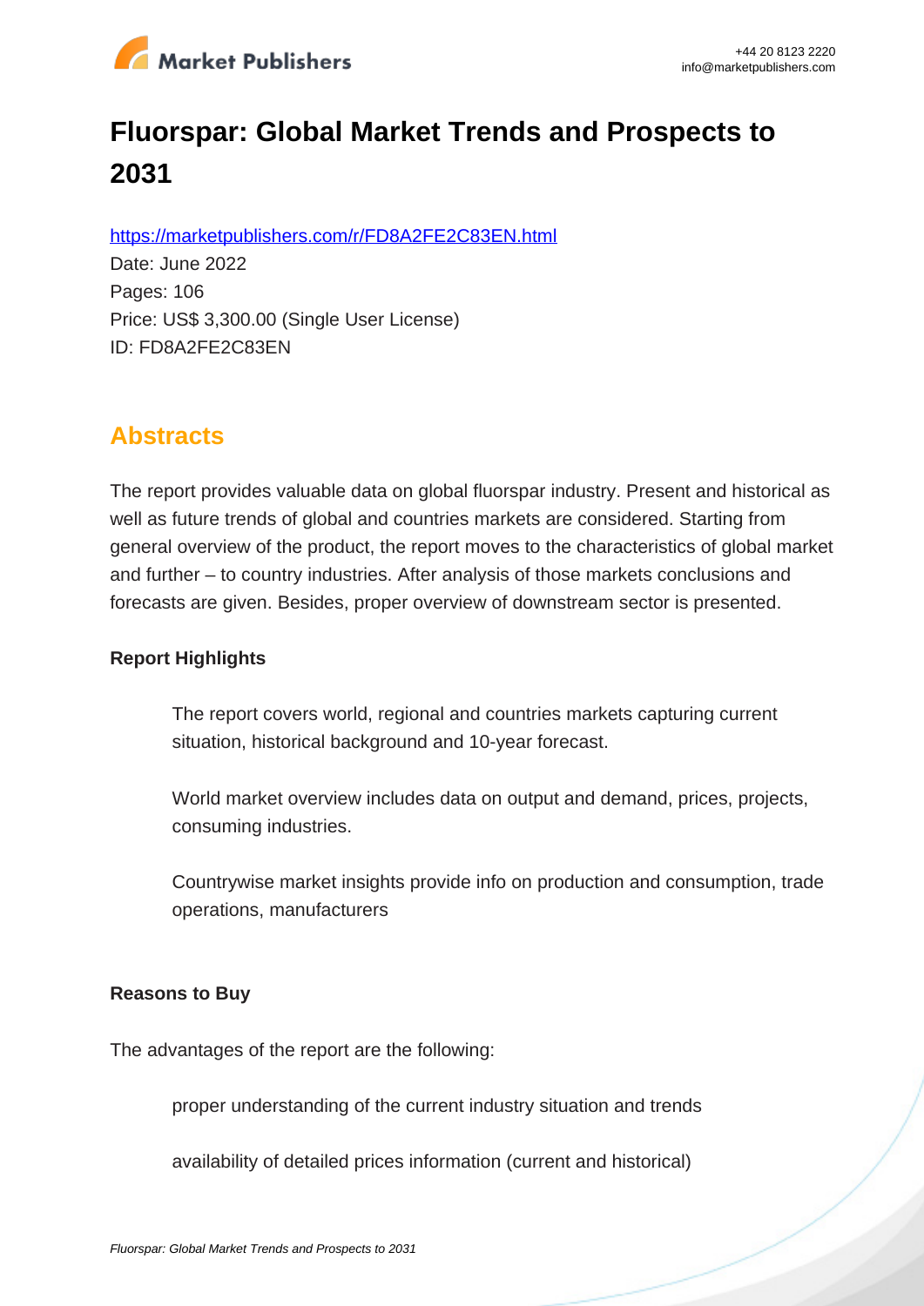# Fluorspar: Global Market Trends and Prospects to 2031

https://marketpublishers.com/r/FD8A2FE2C83EN.html

Date: June 2022

Pages: 106

Price: US$ 3,300.00 (Single User License)

ID: FD8A2FE2C83EN

## Abstracts

The report provides valuable data on global fluorspar industry. Present and historical as well as future trends of global and countries markets are considered. Starting from general overview of the product, the report moves to the characteristics of global market and further – to country industries. After analysis of those markets conclusions and forecasts are given. Besides, proper overview of downstream sector is presented.

**Report Highlights**

- The report covers world, regional and countries markets capturing current situation, historical background and 10-year forecast.
- World market overview includes data on output and demand, prices, projects, consuming industries.
- Countrywise market insights provide info on production and consumption, trade operations, manufacturers

**Reasons to Buy**

The advantages of the report are the following:

- proper understanding of the current industry situation and trends
- availability of detailed prices information (current and historical)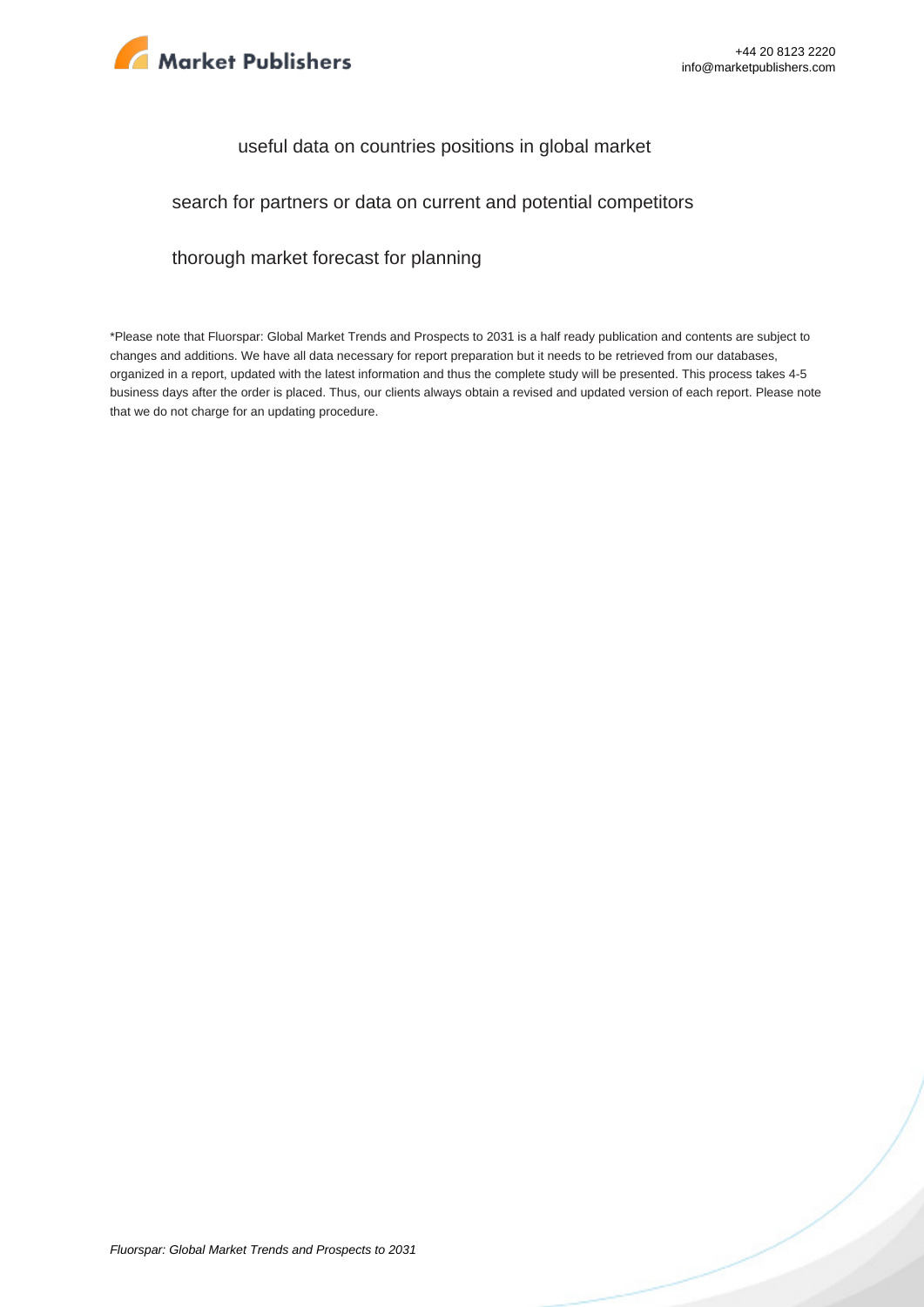useful data on countries positions in global market

search for partners or data on current and potential competitors

thorough market forecast for planning

*Please note that Fluorspar: Global Market Trends and Prospects to 2031 is a half ready publication and contents are subject to changes and additions. We have all data necessary for report preparation but it needs to be retrieved from our databases, organized in a report, updated with the latest information and thus the complete study will be presented. This process takes 4-5 business days after the order is placed. Thus, our clients always obtain a revised and updated version of each report. Please note that we do not charge for an updating procedure.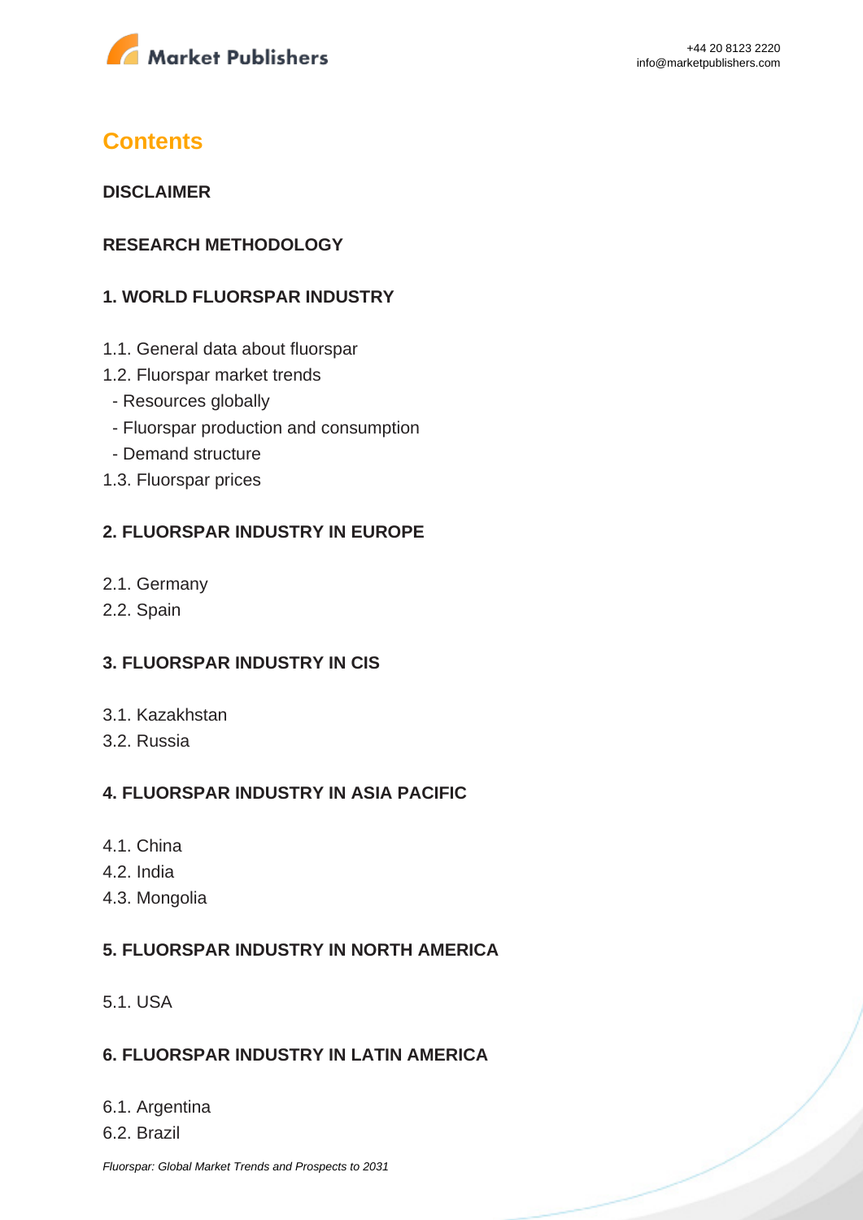# Contents

**DISCLAIMER**

**RESEARCH METHODOLOGY**

**1. WORLD FLUORSPAR INDUSTRY**

1.1. General data about fluorspar
1.2. Fluorspar market trends
  - Resources globally
  - Fluorspar production and consumption
  - Demand structure
1.3. Fluorspar prices

**2. FLUORSPAR INDUSTRY IN EUROPE**

2.1. Germany
2.2. Spain

**3. FLUORSPAR INDUSTRY IN CIS**

3.1. Kazakhstan
3.2. Russia

**4. FLUORSPAR INDUSTRY IN ASIA PACIFIC**

4.1. China
4.2. India
4.3. Mongolia

**5. FLUORSPAR INDUSTRY IN NORTH AMERICA**

5.1. USA

**6. FLUORSPAR INDUSTRY IN LATIN AMERICA**

6.1. Argentina
6.2. Brazil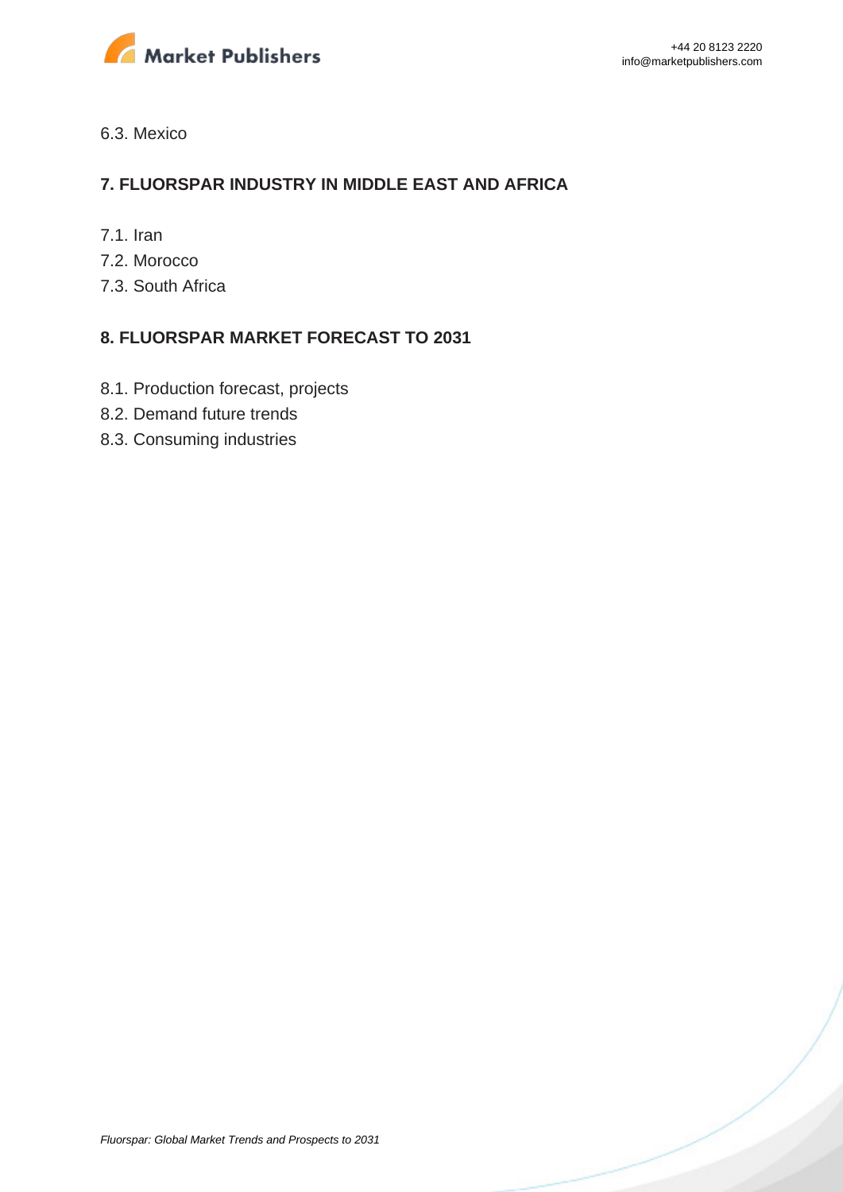6.3. Mexico

## 7. FLUORSPAR INDUSTRY IN MIDDLE EAST AND AFRICA

7.1. Iran
7.2. Morocco
7.3. South Africa

## 8. FLUORSPAR MARKET FORECAST TO 2031

8.1. Production forecast, projects
8.2. Demand future trends
8.3. Consuming industries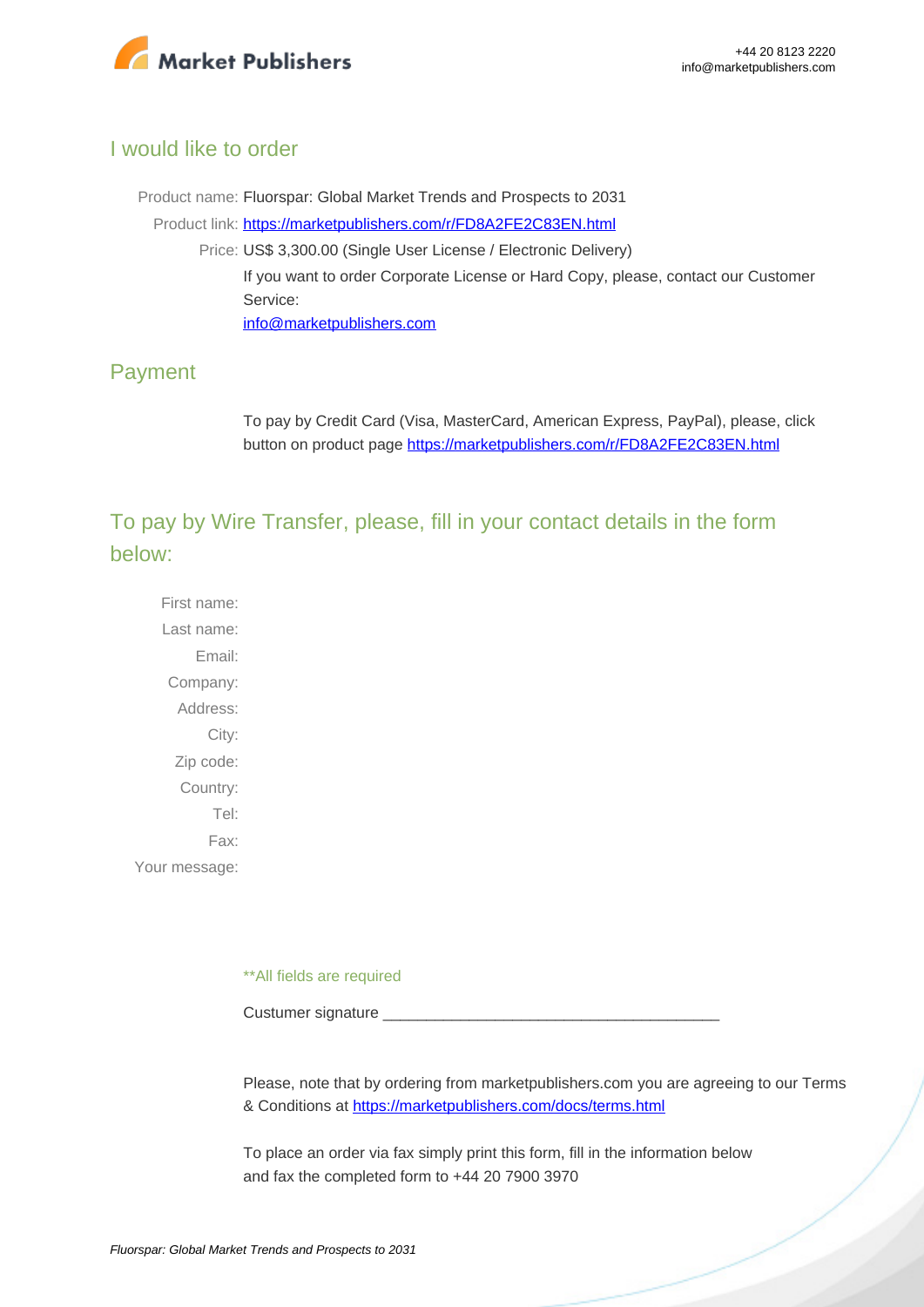## I would like to order

Product name: Fluorspar: Global Market Trends and Prospects to 2031

Product link: [https://marketpublishers.com/r/FD8A2FE2C83EN.html](https://marketpublishers.com/r/FD8A2FE2C83EN.html)

Price: US$ 3,300.00 (Single User License / Electronic Delivery)

If you want to order Corporate License or Hard Copy, please, contact our Customer Service:

[info@marketpublishers.com](mailto:info@marketpublishers.com)

## Payment

To pay by Credit Card (Visa, MasterCard, American Express, PayPal), please, click button on product page [https://marketpublishers.com/r/FD8A2FE2C83EN.html](https://marketpublishers.com/r/FD8A2FE2C83EN.html)

## To pay by Wire Transfer, please, fill in your contact details in the form below:

First name:

Last name:

Email:

Company:

Address:

City:

Zip code:

Country:

Tel:

Fax:

Your message:

**All fields are required

Custumer signature _______________________________________

Please, note that by ordering from marketpublishers.com you are agreeing to our Terms & Conditions at [https://marketpublishers.com/docs/terms.html](https://marketpublishers.com/docs/terms.html)

To place an order via fax simply print this form, fill in the information below and fax the completed form to +44 20 7900 3970